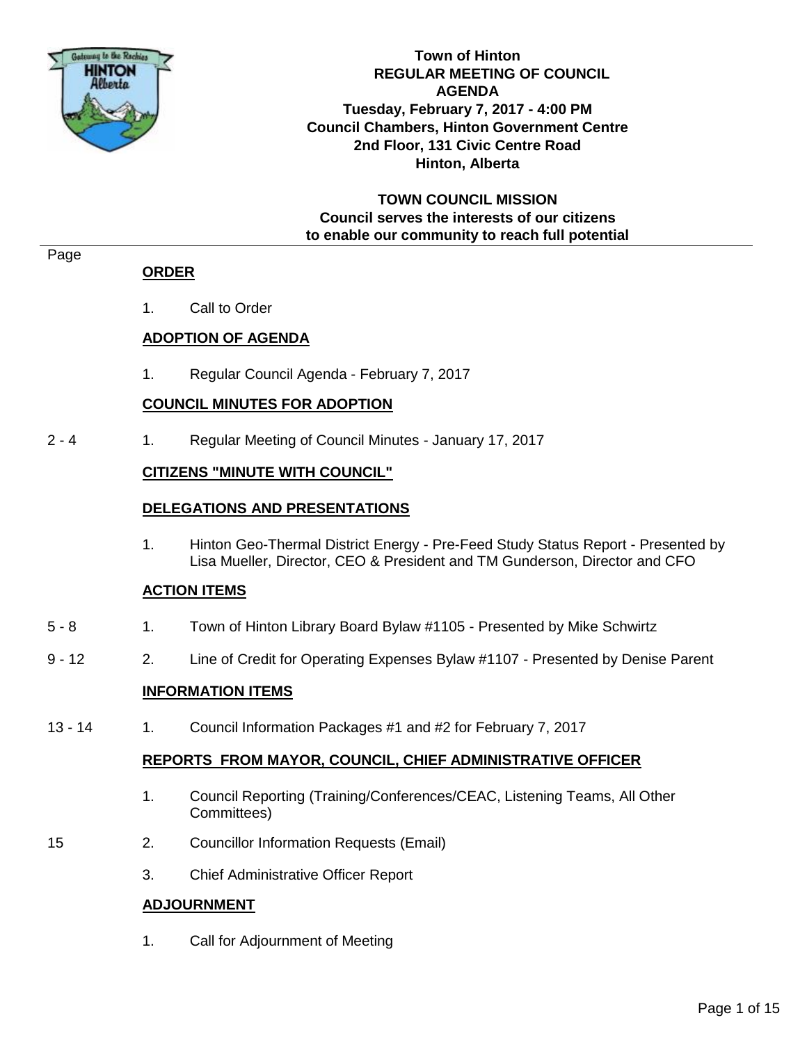# Town of Hinton
## REGULAR MEETING OF COUNCIL
## AGENDA

**Tuesday, February 7, 2017 - 4:00 PM**
**Council Chambers, Hinton Government Centre**
**2nd Floor, 131 Civic Centre Road**
**Hinton, Alberta**

**TOWN COUNCIL MISSION**
**Council serves the interests of our citizens**
**to enable our community to reach full potential**

| Page | | |
|---|---|---|
| | **ORDER** | |
| | 1. | Call to Order |
| | **ADOPTION OF AGENDA** | |
| | 1. | Regular Council Agenda - February 7, 2017 |
| | **COUNCIL MINUTES FOR ADOPTION** | |
| 2 - 4 | 1. | Regular Meeting of Council Minutes - January 17, 2017 |
| | **CITIZENS "MINUTE WITH COUNCIL"** | |
| | **DELEGATIONS AND PRESENTATIONS** | |
| | 1. | Hinton Geo-Thermal District Energy - Pre-Feed Study Status Report - Presented by Lisa Mueller, Director, CEO & President and TM Gunderson, Director and CFO |
| | **ACTION ITEMS** | |
| 5 - 8 | 1. | Town of Hinton Library Board Bylaw #1105 - Presented by Mike Schwirtz |
| 9 - 12 | 2. | Line of Credit for Operating Expenses Bylaw #1107 - Presented by Denise Parent |
| | **INFORMATION ITEMS** | |
| 13 - 14 | 1. | Council Information Packages #1 and #2 for February 7, 2017 |
| | **REPORTS FROM MAYOR, COUNCIL, CHIEF ADMINISTRATIVE OFFICER** | |
| | 1. | Council Reporting (Training/Conferences/CEAC, Listening Teams, All Other Committees) |
| 15 | 2. | Councillor Information Requests (Email) |
| | 3. | Chief Administrative Officer Report |
| | **ADJOURNMENT** | |
| | 1. | Call for Adjournment of Meeting |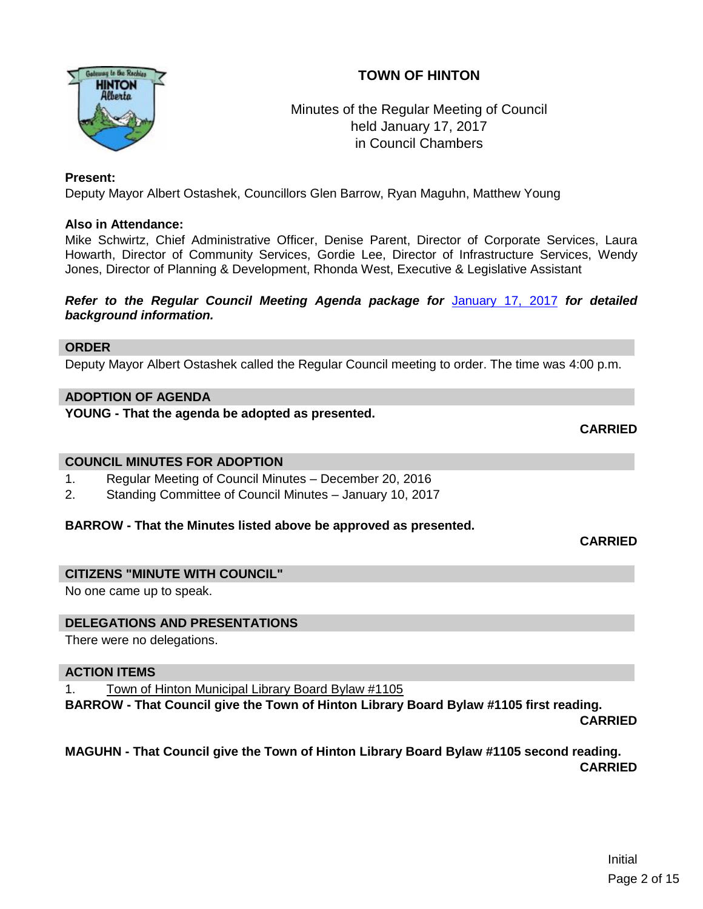# TOWN OF HINTON

Minutes of the Regular Meeting of Council
held January 17, 2017
in Council Chambers

**Present:**
Deputy Mayor Albert Ostashek, Councillors Glen Barrow, Ryan Maguhn, Matthew Young

**Also in Attendance:**
Mike Schwirtz, Chief Administrative Officer, Denise Parent, Director of Corporate Services, Laura Howarth, Director of Community Services, Gordie Lee, Director of Infrastructure Services, Wendy Jones, Director of Planning & Development, Rhonda West, Executive & Legislative Assistant

***Refer to the Regular Council Meeting Agenda package for* January 17, 2017 *for detailed background information.***

## ORDER

Deputy Mayor Albert Ostashek called the Regular Council meeting to order. The time was 4:00 p.m.

## ADOPTION OF AGENDA

**YOUNG - That the agenda be adopted as presented.**

**CARRIED**

## COUNCIL MINUTES FOR ADOPTION

1. Regular Meeting of Council Minutes – December 20, 2016
2. Standing Committee of Council Minutes – January 10, 2017

**BARROW - That the Minutes listed above be approved as presented.**

**CARRIED**

## CITIZENS "MINUTE WITH COUNCIL"

No one came up to speak.

## DELEGATIONS AND PRESENTATIONS

There were no delegations.

## ACTION ITEMS

1. Town of Hinton Municipal Library Board Bylaw #1105

**BARROW - That Council give the Town of Hinton Library Board Bylaw #1105 first reading.**

**CARRIED**

**MAGUHN - That Council give the Town of Hinton Library Board Bylaw #1105 second reading.**

**CARRIED**

Initial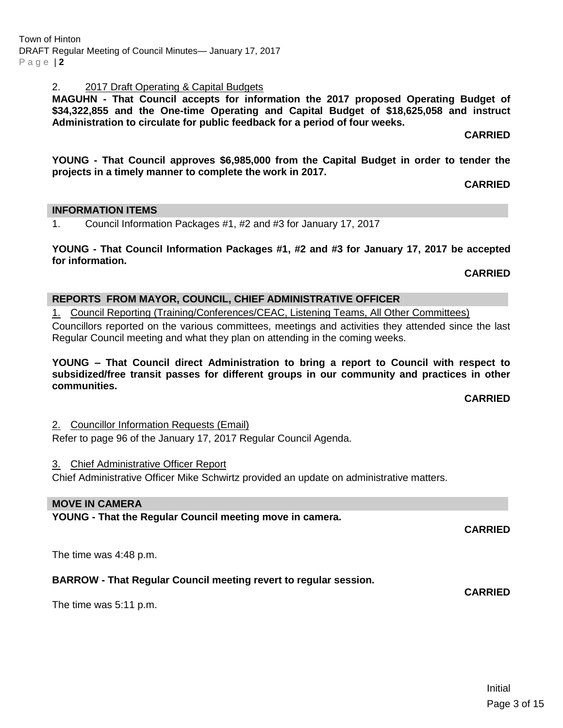2. 2017 Draft Operating & Capital Budgets

**MAGUHN - That Council accepts for information the 2017 proposed Operating Budget of $34,322,855 and the One-time Operating and Capital Budget of $18,625,058 and instruct Administration to circulate for public feedback for a period of four weeks.**

**CARRIED**

**YOUNG - That Council approves $6,985,000 from the Capital Budget in order to tender the projects in a timely manner to complete the work in 2017.**

**CARRIED**

## INFORMATION ITEMS

1. Council Information Packages #1, #2 and #3 for January 17, 2017

**YOUNG - That Council Information Packages #1, #2 and #3 for January 17, 2017 be accepted for information.**

**CARRIED**

## REPORTS FROM MAYOR, COUNCIL, CHIEF ADMINISTRATIVE OFFICER

1. Council Reporting (Training/Conferences/CEAC, Listening Teams, All Other Committees)

Councillors reported on the various committees, meetings and activities they attended since the last Regular Council meeting and what they plan on attending in the coming weeks.

**YOUNG – That Council direct Administration to bring a report to Council with respect to subsidized/free transit passes for different groups in our community and practices in other communities.**

**CARRIED**

2. Councillor Information Requests (Email)

Refer to page 96 of the January 17, 2017 Regular Council Agenda.

3. Chief Administrative Officer Report

Chief Administrative Officer Mike Schwirtz provided an update on administrative matters.

## MOVE IN CAMERA

**YOUNG - That the Regular Council meeting move in camera.**

**CARRIED**

The time was 4:48 p.m.

**BARROW - That Regular Council meeting revert to regular session.**

**CARRIED**

The time was 5:11 p.m.

Initial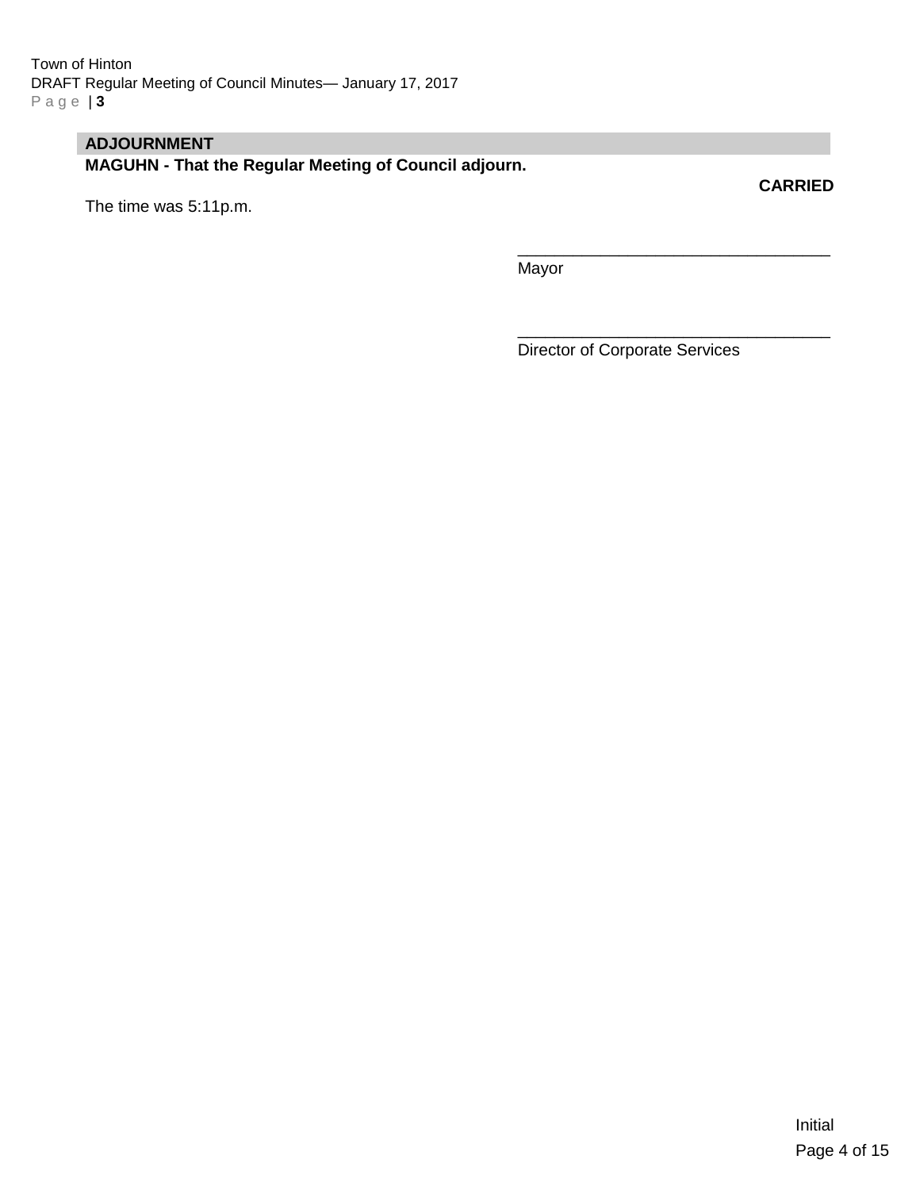## ADJOURNMENT

**MAGUHN - That the Regular Meeting of Council adjourn.**

**CARRIED**

The time was 5:11p.m.

\_\_\_\_\_\_\_\_\_\_\_\_\_\_\_\_\_\_\_\_\_\_\_\_\_\_\_\_\_\_\_\_\_\_

Mayor

\_\_\_\_\_\_\_\_\_\_\_\_\_\_\_\_\_\_\_\_\_\_\_\_\_\_\_\_\_\_\_\_\_\_

Director of Corporate Services

Initial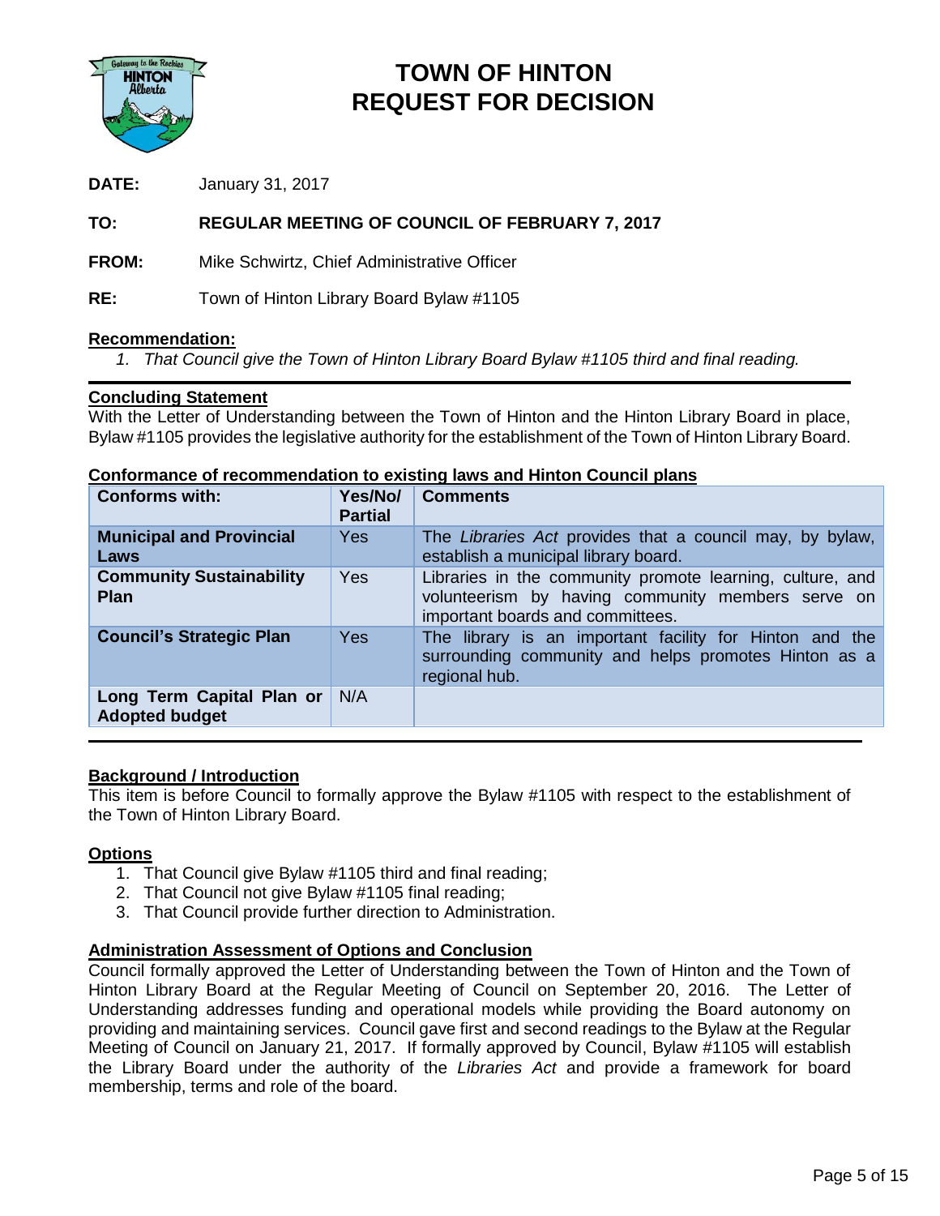# TOWN OF HINTON
# REQUEST FOR DECISION

**DATE:** January 31, 2017

**TO:** **REGULAR MEETING OF COUNCIL OF FEBRUARY 7, 2017**

**FROM:** Mike Schwirtz, Chief Administrative Officer

**RE:** Town of Hinton Library Board Bylaw #1105

**Recommendation:**

1. *That Council give the Town of Hinton Library Board Bylaw #1105 third and final reading.*

---

**Concluding Statement**

With the Letter of Understanding between the Town of Hinton and the Hinton Library Board in place, Bylaw #1105 provides the legislative authority for the establishment of the Town of Hinton Library Board.

**Conformance of recommendation to existing laws and Hinton Council plans**

| Conforms with: | Yes/No/ Partial | Comments |
|---|---|---|
| **Municipal and Provincial Laws** | Yes | The *Libraries Act* provides that a council may, by bylaw, establish a municipal library board. |
| **Community Sustainability Plan** | Yes | Libraries in the community promote learning, culture, and volunteerism by having community members serve on important boards and committees. |
| **Council's Strategic Plan** | Yes | The library is an important facility for Hinton and the surrounding community and helps promotes Hinton as a regional hub. |
| **Long Term Capital Plan or Adopted budget** | N/A | |

---

**Background / Introduction**

This item is before Council to formally approve the Bylaw #1105 with respect to the establishment of the Town of Hinton Library Board.

**Options**

1. That Council give Bylaw #1105 third and final reading;
2. That Council not give Bylaw #1105 final reading;
3. That Council provide further direction to Administration.

**Administration Assessment of Options and Conclusion**

Council formally approved the Letter of Understanding between the Town of Hinton and the Town of Hinton Library Board at the Regular Meeting of Council on September 20, 2016. The Letter of Understanding addresses funding and operational models while providing the Board autonomy on providing and maintaining services. Council gave first and second readings to the Bylaw at the Regular Meeting of Council on January 21, 2017. If formally approved by Council, Bylaw #1105 will establish the Library Board under the authority of the *Libraries Act* and provide a framework for board membership, terms and role of the board.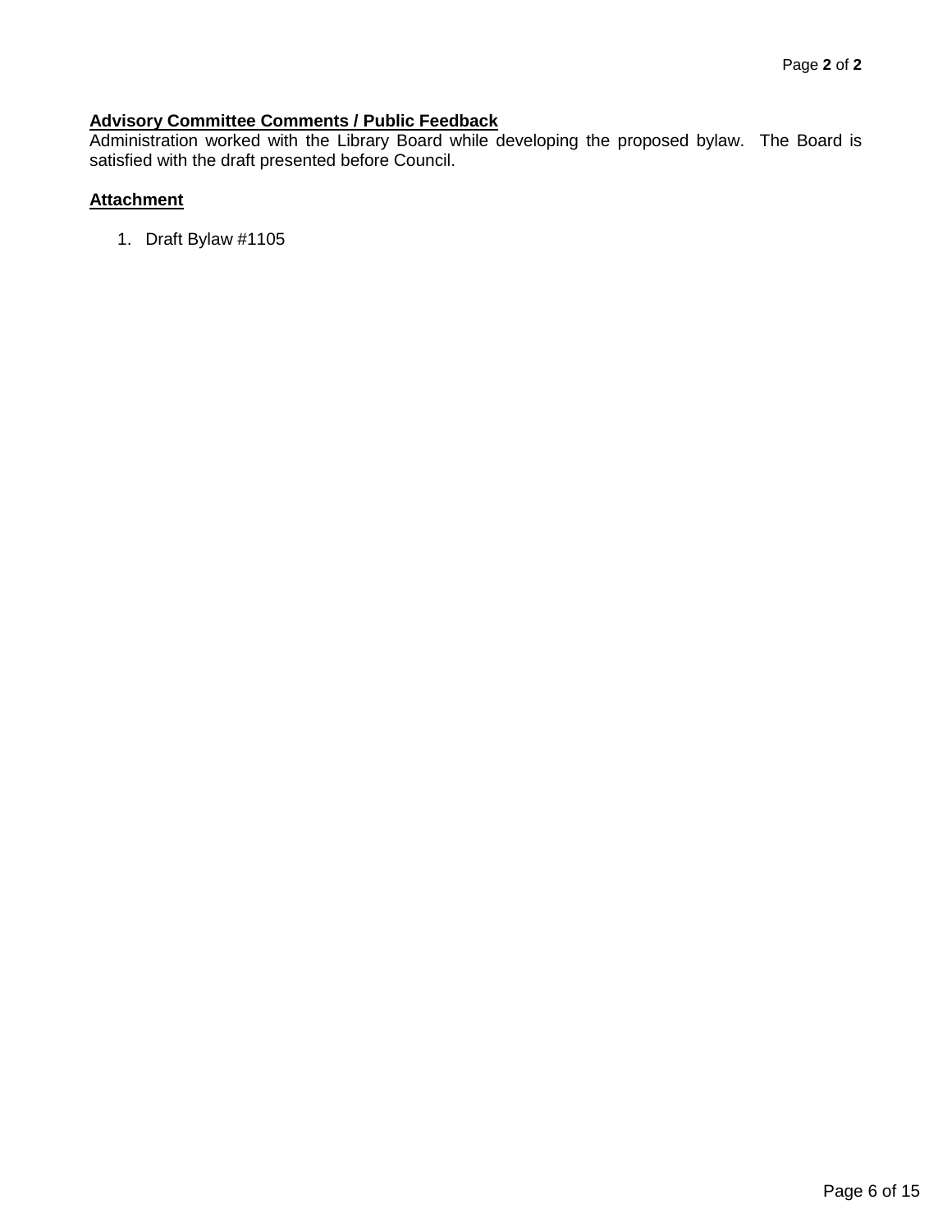**Advisory Committee Comments / Public Feedback**

Administration worked with the Library Board while developing the proposed bylaw. The Board is satisfied with the draft presented before Council.

**Attachment**

1. Draft Bylaw #1105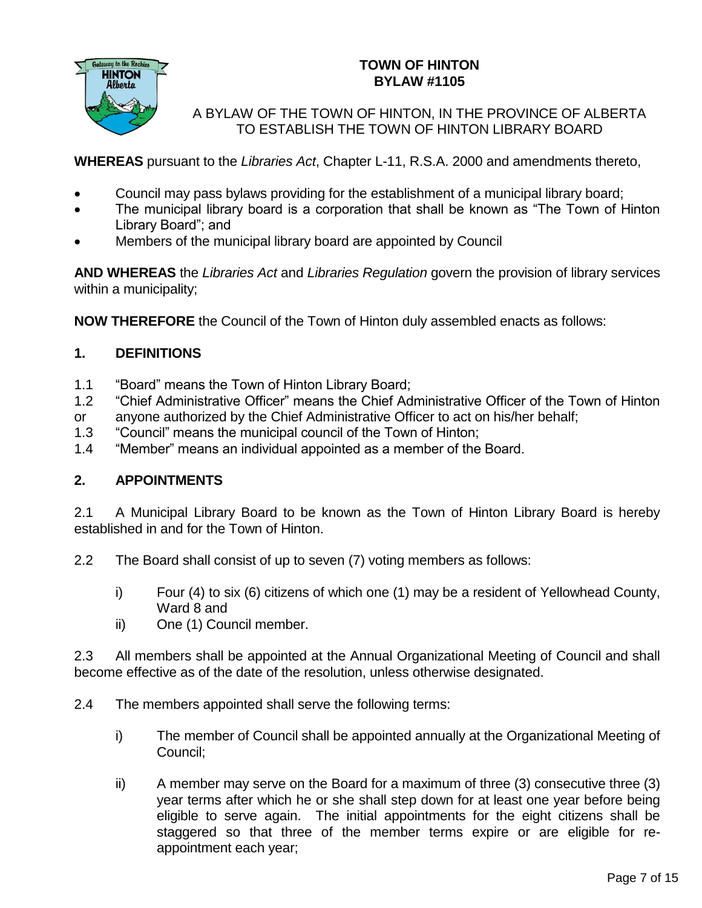# TOWN OF HINTON
# BYLAW #1105

A BYLAW OF THE TOWN OF HINTON, IN THE PROVINCE OF ALBERTA TO ESTABLISH THE TOWN OF HINTON LIBRARY BOARD

**WHEREAS** pursuant to the *Libraries Act*, Chapter L-11, R.S.A. 2000 and amendments thereto,

- Council may pass bylaws providing for the establishment of a municipal library board;
- The municipal library board is a corporation that shall be known as "The Town of Hinton Library Board"; and
- Members of the municipal library board are appointed by Council

**AND WHEREAS** the *Libraries Act* and *Libraries Regulation* govern the provision of library services within a municipality;

**NOW THEREFORE** the Council of the Town of Hinton duly assembled enacts as follows:

## 1. DEFINITIONS

1.1 "Board" means the Town of Hinton Library Board;
1.2 "Chief Administrative Officer" means the Chief Administrative Officer of the Town of Hinton or anyone authorized by the Chief Administrative Officer to act on his/her behalf;
1.3 "Council" means the municipal council of the Town of Hinton;
1.4 "Member" means an individual appointed as a member of the Board.

## 2. APPOINTMENTS

2.1 A Municipal Library Board to be known as the Town of Hinton Library Board is hereby established in and for the Town of Hinton.

2.2 The Board shall consist of up to seven (7) voting members as follows:

i) Four (4) to six (6) citizens of which one (1) may be a resident of Yellowhead County, Ward 8 and
ii) One (1) Council member.

2.3 All members shall be appointed at the Annual Organizational Meeting of Council and shall become effective as of the date of the resolution, unless otherwise designated.

2.4 The members appointed shall serve the following terms:

i) The member of Council shall be appointed annually at the Organizational Meeting of Council;

ii) A member may serve on the Board for a maximum of three (3) consecutive three (3) year terms after which he or she shall step down for at least one year before being eligible to serve again. The initial appointments for the eight citizens shall be staggered so that three of the member terms expire or are eligible for re-appointment each year;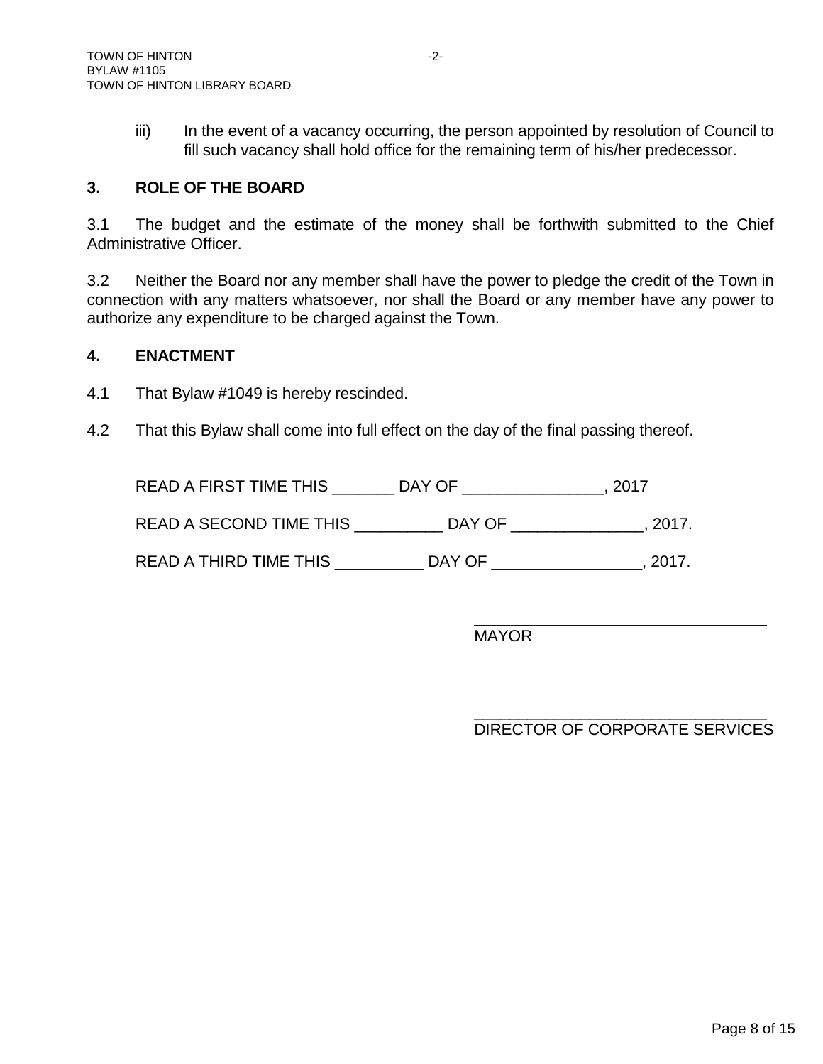iii) In the event of a vacancy occurring, the person appointed by resolution of Council to fill such vacancy shall hold office for the remaining term of his/her predecessor.

## 3. ROLE OF THE BOARD

3.1 The budget and the estimate of the money shall be forthwith submitted to the Chief Administrative Officer.

3.2 Neither the Board nor any member shall have the power to pledge the credit of the Town in connection with any matters whatsoever, nor shall the Board or any member have any power to authorize any expenditure to be charged against the Town.

## 4. ENACTMENT

4.1 That Bylaw #1049 is hereby rescinded.

4.2 That this Bylaw shall come into full effect on the day of the final passing thereof.

READ A FIRST TIME THIS _______ DAY OF ________________, 2017

READ A SECOND TIME THIS __________ DAY OF _______________, 2017.

READ A THIRD TIME THIS __________ DAY OF _________________, 2017.

_________________________________
MAYOR

_________________________________
DIRECTOR OF CORPORATE SERVICES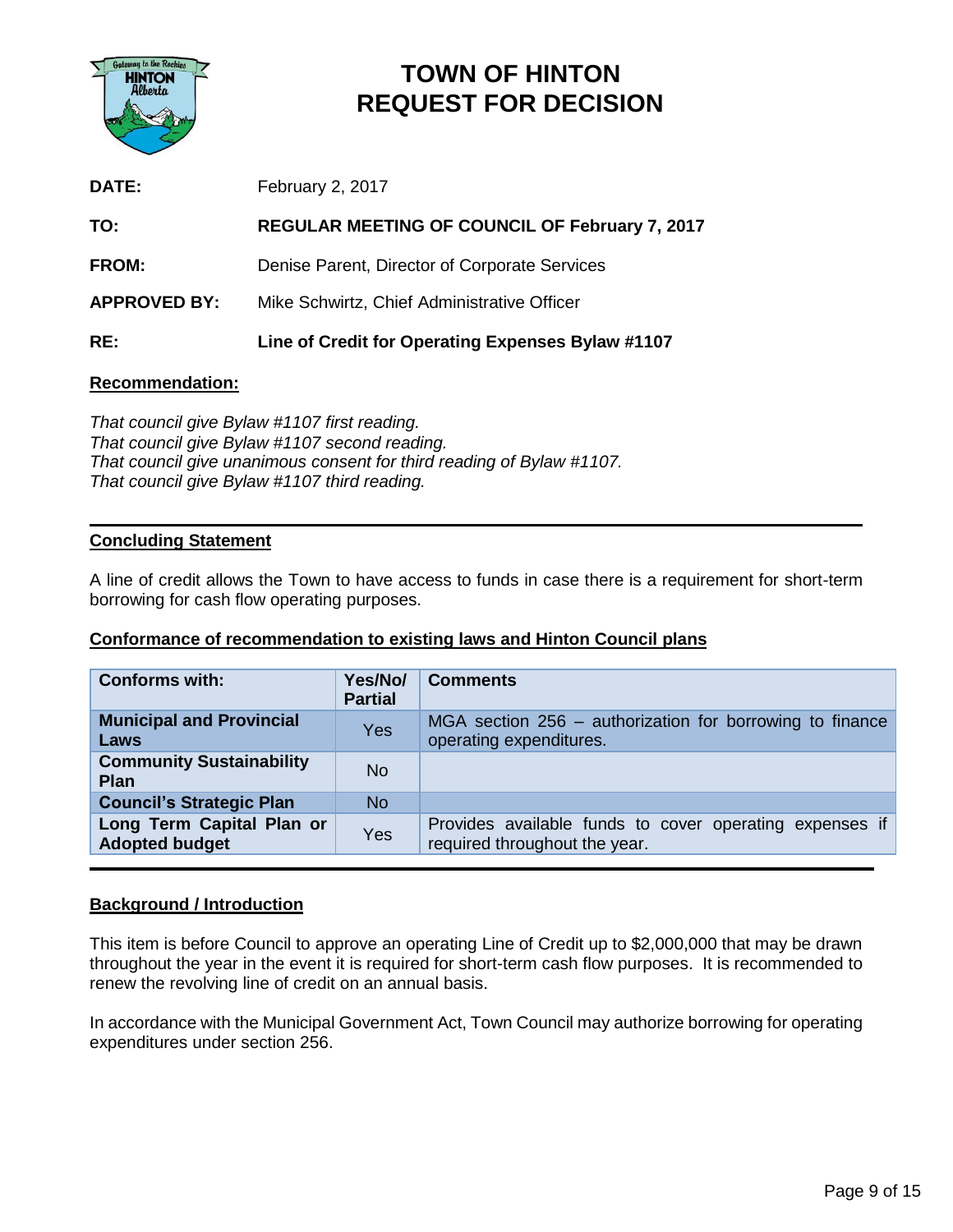# TOWN OF HINTON
# REQUEST FOR DECISION

**DATE:** February 2, 2017

**TO:** **REGULAR MEETING OF COUNCIL OF February 7, 2017**

**FROM:** Denise Parent, Director of Corporate Services

**APPROVED BY:** Mike Schwirtz, Chief Administrative Officer

**RE:** **Line of Credit for Operating Expenses Bylaw #1107**

## Recommendation:

*That council give Bylaw #1107 first reading.*
*That council give Bylaw #1107 second reading.*
*That council give unanimous consent for third reading of Bylaw #1107.*
*That council give Bylaw #1107 third reading.*

---

## Concluding Statement

A line of credit allows the Town to have access to funds in case there is a requirement for short-term borrowing for cash flow operating purposes.

## Conformance of recommendation to existing laws and Hinton Council plans

| Conforms with: | Yes/No/ Partial | Comments |
|---|---|---|
| **Municipal and Provincial Laws** | Yes | MGA section 256 – authorization for borrowing to finance operating expenditures. |
| **Community Sustainability Plan** | No | |
| **Council's Strategic Plan** | No | |
| **Long Term Capital Plan or Adopted budget** | Yes | Provides available funds to cover operating expenses if required throughout the year. |

---

## Background / Introduction

This item is before Council to approve an operating Line of Credit up to $2,000,000 that may be drawn throughout the year in the event it is required for short-term cash flow purposes. It is recommended to renew the revolving line of credit on an annual basis.

In accordance with the Municipal Government Act, Town Council may authorize borrowing for operating expenditures under section 256.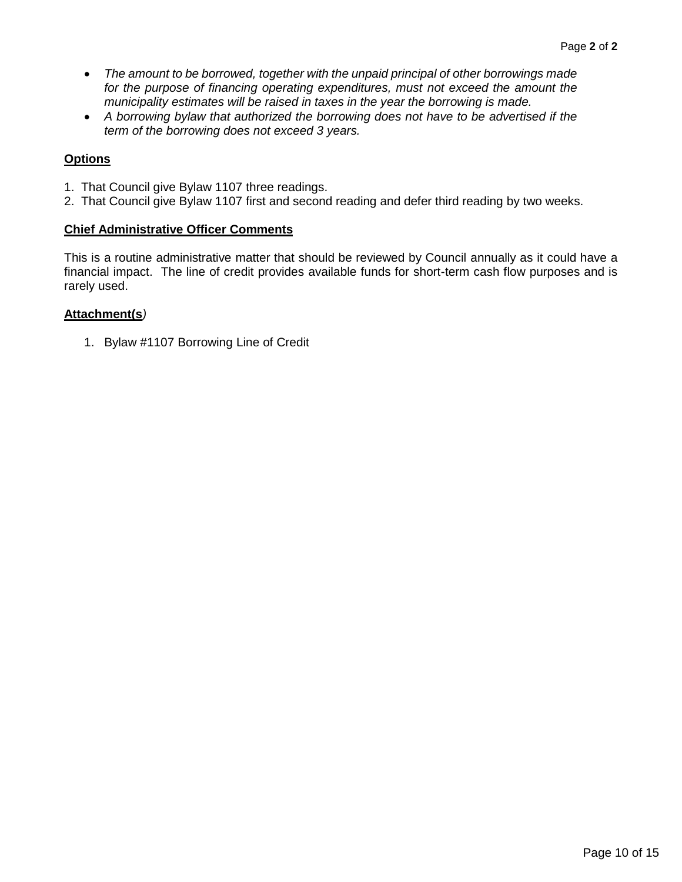- *The amount to be borrowed, together with the unpaid principal of other borrowings made for the purpose of financing operating expenditures, must not exceed the amount the municipality estimates will be raised in taxes in the year the borrowing is made.*
- *A borrowing bylaw that authorized the borrowing does not have to be advertised if the term of the borrowing does not exceed 3 years.*

**Options**

1. That Council give Bylaw 1107 three readings.
2. That Council give Bylaw 1107 first and second reading and defer third reading by two weeks.

**Chief Administrative Officer Comments**

This is a routine administrative matter that should be reviewed by Council annually as it could have a financial impact. The line of credit provides available funds for short-term cash flow purposes and is rarely used.

**Attachment(s)**

1. Bylaw #1107 Borrowing Line of Credit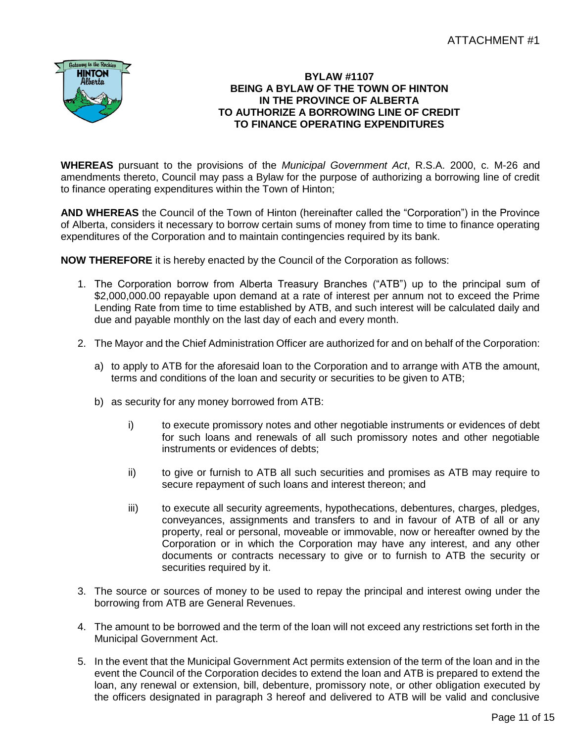ATTACHMENT #1

**BYLAW #1107**
**BEING A BYLAW OF THE TOWN OF HINTON**
**IN THE PROVINCE OF ALBERTA**
**TO AUTHORIZE A BORROWING LINE OF CREDIT**
**TO FINANCE OPERATING EXPENDITURES**

**WHEREAS** pursuant to the provisions of the *Municipal Government Act*, R.S.A. 2000, c. M-26 and amendments thereto, Council may pass a Bylaw for the purpose of authorizing a borrowing line of credit to finance operating expenditures within the Town of Hinton;

**AND WHEREAS** the Council of the Town of Hinton (hereinafter called the "Corporation") in the Province of Alberta, considers it necessary to borrow certain sums of money from time to time to finance operating expenditures of the Corporation and to maintain contingencies required by its bank.

**NOW THEREFORE** it is hereby enacted by the Council of the Corporation as follows:

1. The Corporation borrow from Alberta Treasury Branches ("ATB") up to the principal sum of $2,000,000.00 repayable upon demand at a rate of interest per annum not to exceed the Prime Lending Rate from time to time established by ATB, and such interest will be calculated daily and due and payable monthly on the last day of each and every month.

2. The Mayor and the Chief Administration Officer are authorized for and on behalf of the Corporation:

   a) to apply to ATB for the aforesaid loan to the Corporation and to arrange with ATB the amount, terms and conditions of the loan and security or securities to be given to ATB;

   b) as security for any money borrowed from ATB:

      i) to execute promissory notes and other negotiable instruments or evidences of debt for such loans and renewals of all such promissory notes and other negotiable instruments or evidences of debts;

      ii) to give or furnish to ATB all such securities and promises as ATB may require to secure repayment of such loans and interest thereon; and

      iii) to execute all security agreements, hypothecations, debentures, charges, pledges, conveyances, assignments and transfers to and in favour of ATB of all or any property, real or personal, moveable or immovable, now or hereafter owned by the Corporation or in which the Corporation may have any interest, and any other documents or contracts necessary to give or to furnish to ATB the security or securities required by it.

3. The source or sources of money to be used to repay the principal and interest owing under the borrowing from ATB are General Revenues.

4. The amount to be borrowed and the term of the loan will not exceed any restrictions set forth in the Municipal Government Act.

5. In the event that the Municipal Government Act permits extension of the term of the loan and in the event the Council of the Corporation decides to extend the loan and ATB is prepared to extend the loan, any renewal or extension, bill, debenture, promissory note, or other obligation executed by the officers designated in paragraph 3 hereof and delivered to ATB will be valid and conclusive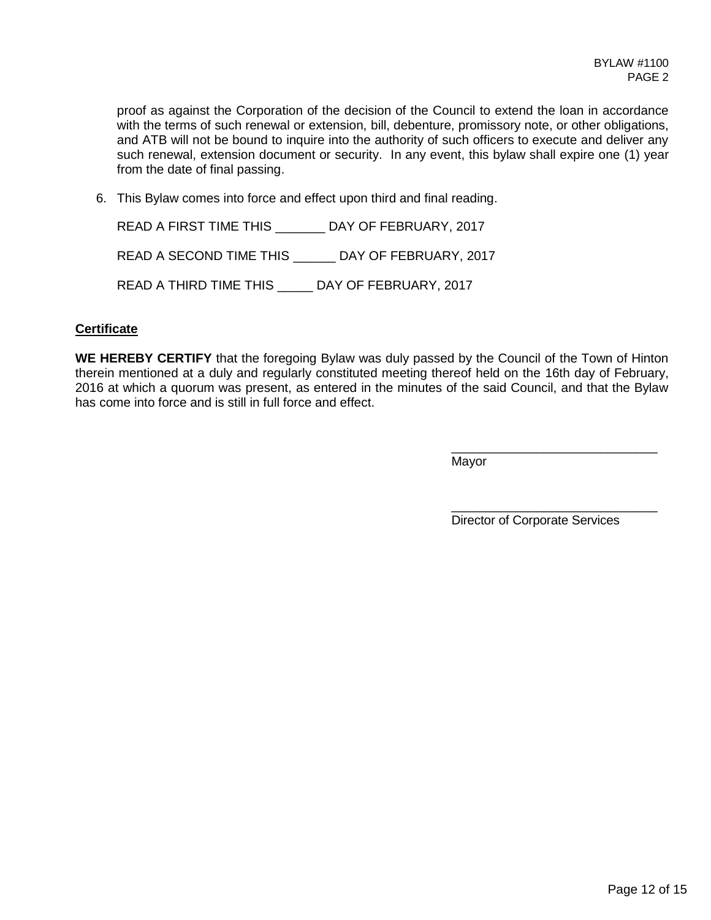proof as against the Corporation of the decision of the Council to extend the loan in accordance with the terms of such renewal or extension, bill, debenture, promissory note, or other obligations, and ATB will not be bound to inquire into the authority of such officers to execute and deliver any such renewal, extension document or security. In any event, this bylaw shall expire one (1) year from the date of final passing.

6. This Bylaw comes into force and effect upon third and final reading.

READ A FIRST TIME THIS _______ DAY OF FEBRUARY, 2017

READ A SECOND TIME THIS ______ DAY OF FEBRUARY, 2017

READ A THIRD TIME THIS _____ DAY OF FEBRUARY, 2017

**Certificate**

**WE HEREBY CERTIFY** that the foregoing Bylaw was duly passed by the Council of the Town of Hinton therein mentioned at a duly and regularly constituted meeting thereof held on the 16th day of February, 2016 at which a quorum was present, as entered in the minutes of the said Council, and that the Bylaw has come into force and is still in full force and effect.

_____________________________
Mayor

_____________________________
Director of Corporate Services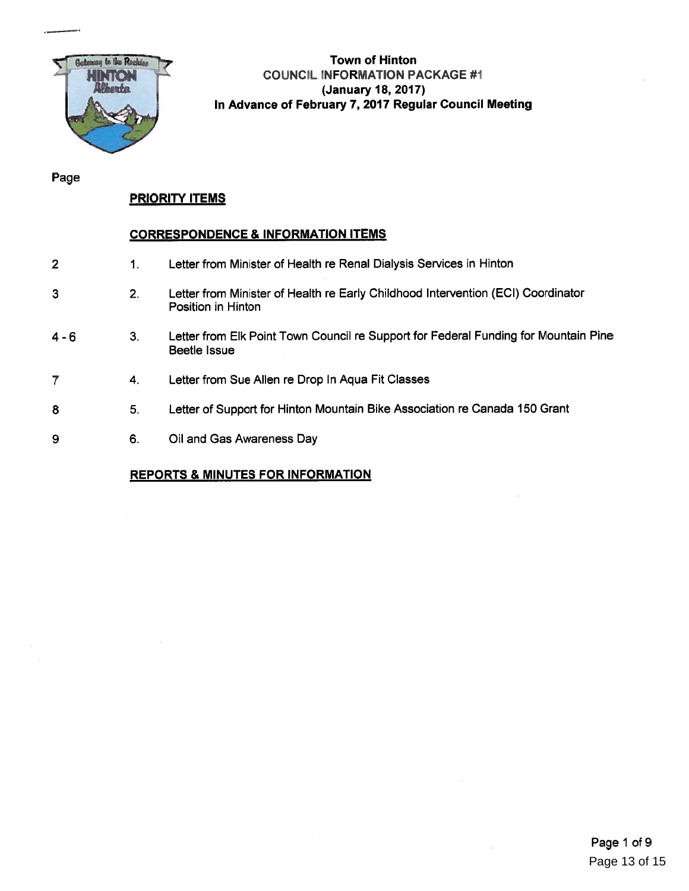**Town of Hinton**
**COUNCIL INFORMATION PACKAGE #1**
**(January 18, 2017)**
**In Advance of February 7, 2017 Regular Council Meeting**

Page

## PRIORITY ITEMS

## CORRESPONDENCE & INFORMATION ITEMS

| Page | # | Item |
|---|---|---|
| 2 | 1. | Letter from Minister of Health re Renal Dialysis Services in Hinton |
| 3 | 2. | Letter from Minister of Health re Early Childhood Intervention (ECI) Coordinator Position in Hinton |
| 4 - 6 | 3. | Letter from Elk Point Town Council re Support for Federal Funding for Mountain Pine Beetle Issue |
| 7 | 4. | Letter from Sue Allen re Drop In Aqua Fit Classes |
| 8 | 5. | Letter of Support for Hinton Mountain Bike Association re Canada 150 Grant |
| 9 | 6. | Oil and Gas Awareness Day |

## REPORTS & MINUTES FOR INFORMATION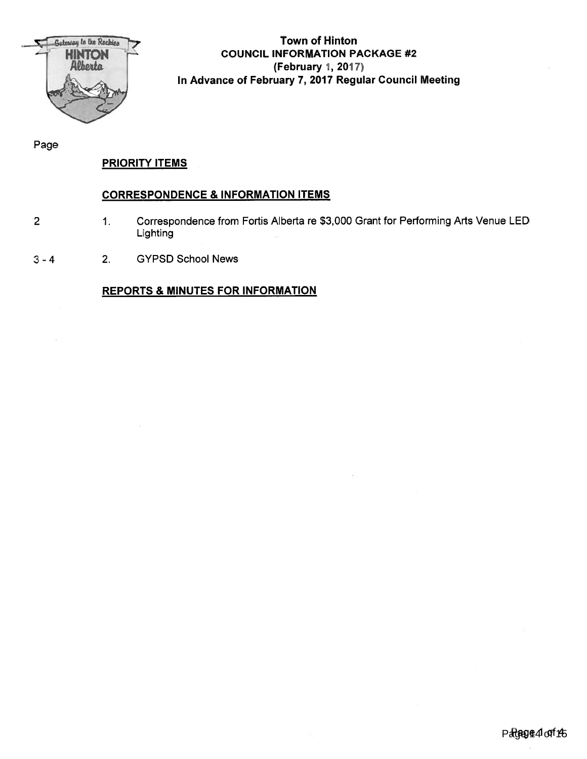# Town of Hinton
## COUNCIL INFORMATION PACKAGE #2
### (February 1, 2017)
### In Advance of February 7, 2017 Regular Council Meeting

Page

**PRIORITY ITEMS**

**CORRESPONDENCE & INFORMATION ITEMS**

| Page | | |
|---|---|---|
| 2 | 1. | Correspondence from Fortis Alberta re $3,000 Grant for Performing Arts Venue LED Lighting |
| 3 - 4 | 2. | GYPSD School News |

**REPORTS & MINUTES FOR INFORMATION**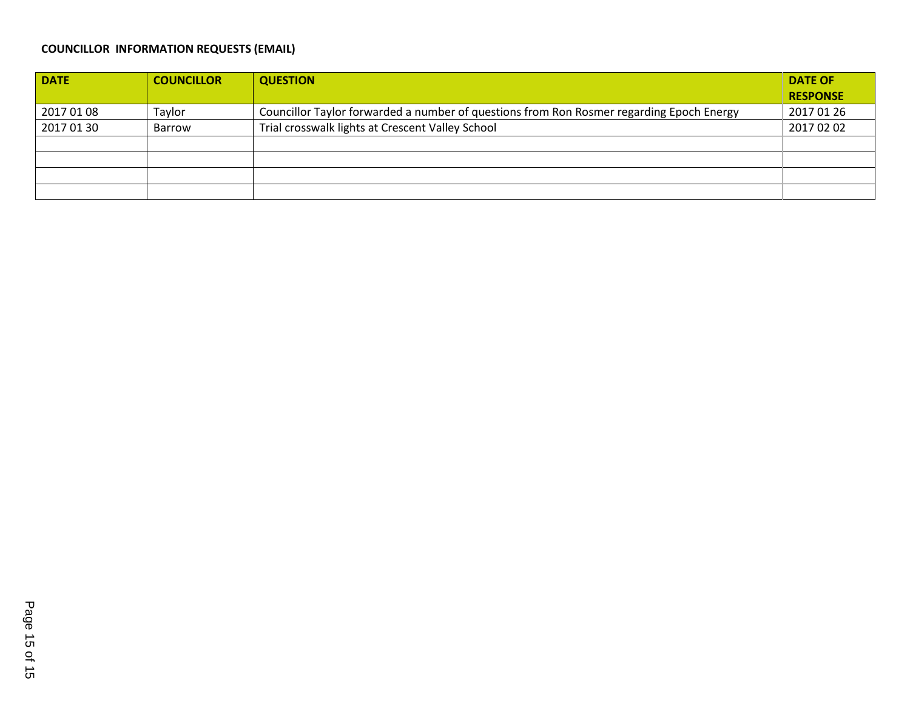**COUNCILLOR INFORMATION REQUESTS (EMAIL)**

| DATE | COUNCILLOR | QUESTION | DATE OF RESPONSE |
|---|---|---|---|
| 2017 01 08 | Taylor | Councillor Taylor forwarded a number of questions from Ron Rosmer regarding Epoch Energy | 2017 01 26 |
| 2017 01 30 | Barrow | Trial crosswalk lights at Crescent Valley School | 2017 02 02 |
| | | | |
| | | | |
| | | | |
| | | | |